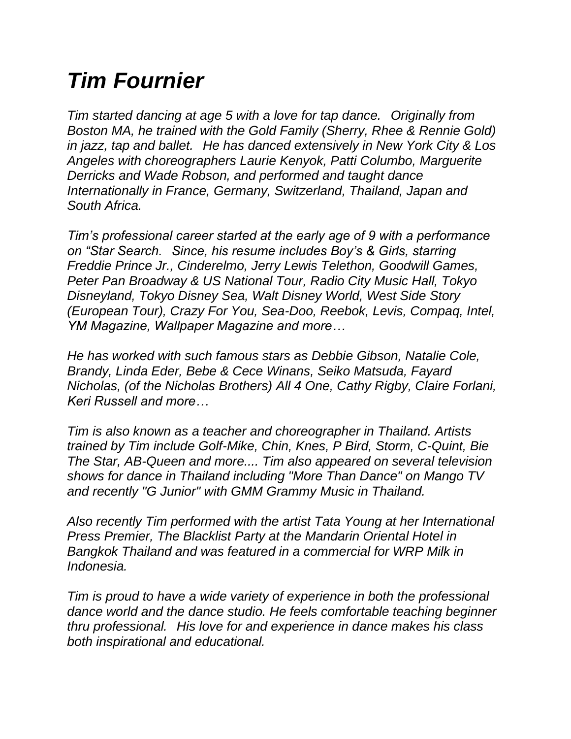# *Tim Fournier*

*Tim started dancing at age 5 with a love for tap dance. Originally from Boston MA, he trained with the Gold Family (Sherry, Rhee & Rennie Gold) in jazz, tap and ballet. He has danced extensively in New York City & Los Angeles with choreographers Laurie Kenyok, Patti Columbo, Marguerite Derricks and Wade Robson, and performed and taught dance Internationally in France, Germany, Switzerland, Thailand, Japan and South Africa.*

*Tim's professional career started at the early age of 9 with a performance on "Star Search. Since, his resume includes Boy's & Girls, starring Freddie Prince Jr., Cinderelmo, Jerry Lewis Telethon, Goodwill Games, Peter Pan Broadway & US National Tour, Radio City Music Hall, Tokyo Disneyland, Tokyo Disney Sea, Walt Disney World, West Side Story (European Tour), Crazy For You, Sea-Doo, Reebok, Levis, Compaq, Intel, YM Magazine, Wallpaper Magazine and more…*

*He has worked with such famous stars as Debbie Gibson, Natalie Cole, Brandy, Linda Eder, Bebe & Cece Winans, Seiko Matsuda, Fayard Nicholas, (of the Nicholas Brothers) All 4 One, Cathy Rigby, Claire Forlani, Keri Russell and more…*

*Tim is also known as a teacher and choreographer in Thailand. Artists trained by Tim include Golf-Mike, Chin, Knes, P Bird, Storm, C-Quint, Bie The Star, AB-Queen and more.... Tim also appeared on several television shows for dance in Thailand including "More Than Dance" on Mango TV and recently "G Junior" with GMM Grammy Music in Thailand.*

*Also recently Tim performed with the artist Tata Young at her International Press Premier, The Blacklist Party at the Mandarin Oriental Hotel in Bangkok Thailand and was featured in a commercial for WRP Milk in Indonesia.*

*Tim is proud to have a wide variety of experience in both the professional dance world and the dance studio. He feels comfortable teaching beginner thru professional. His love for and experience in dance makes his class both inspirational and educational.*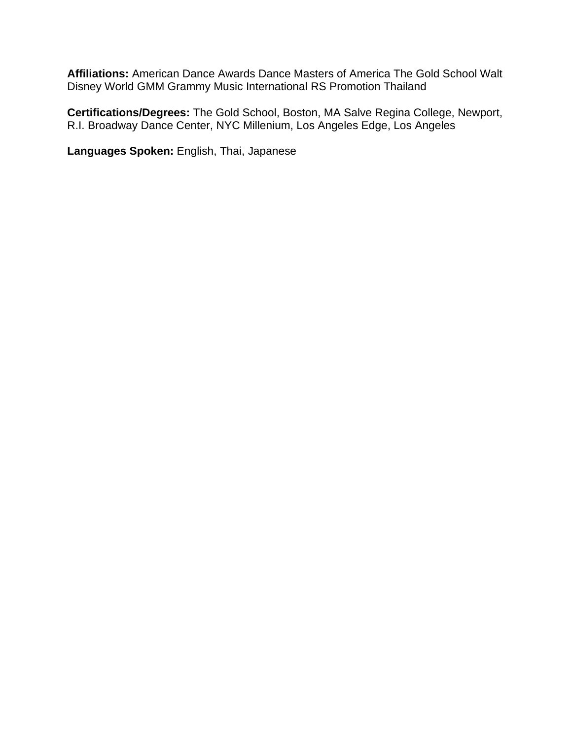**Affiliations:** American Dance Awards Dance Masters of America The Gold School Walt Disney World GMM Grammy Music International RS Promotion Thailand

**Certifications/Degrees:** The Gold School, Boston, MA Salve Regina College, Newport, R.I. Broadway Dance Center, NYC Millenium, Los Angeles Edge, Los Angeles

**Languages Spoken:** English, Thai, Japanese